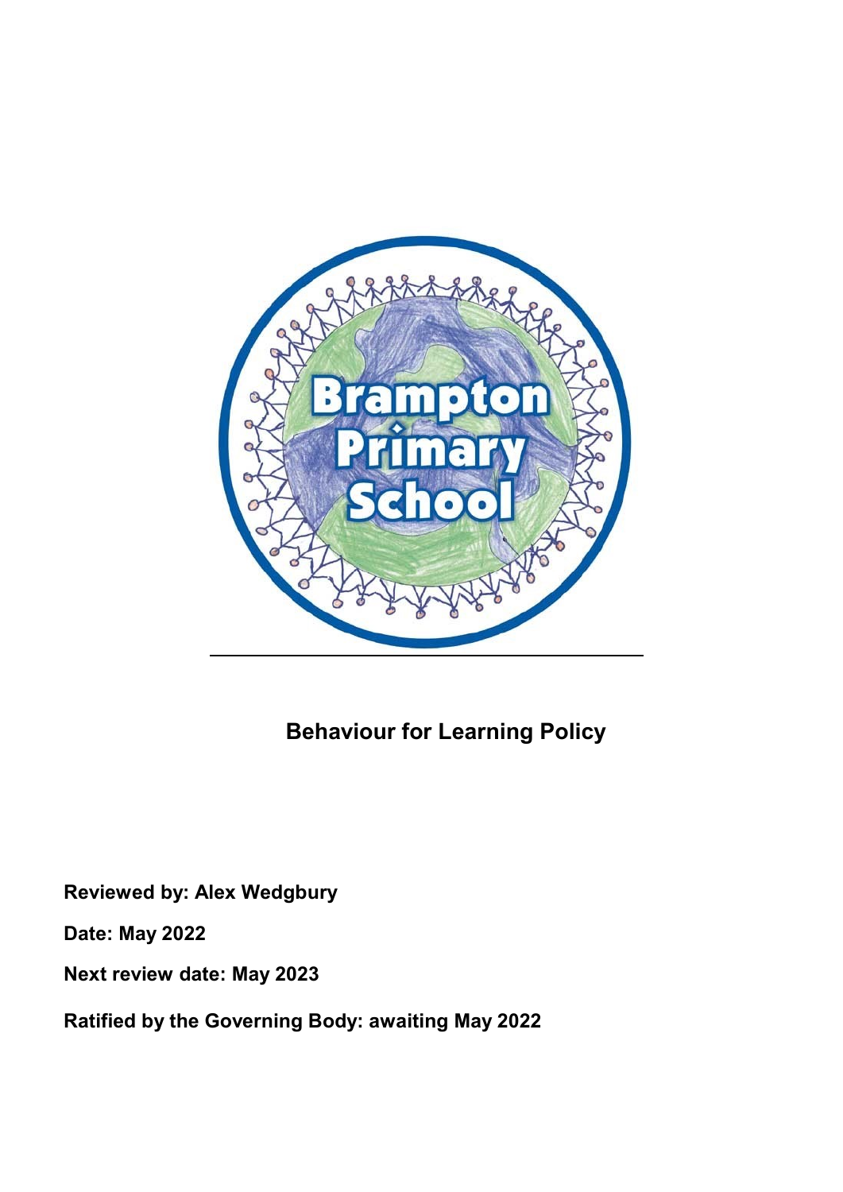# Behaviour for Learning Policy

**Reviewed by: Alex Wedgbury**

**Date: May 2022**

**Next review date: May 2023**

**Ratified by the Governing Body: awaiting May 2022**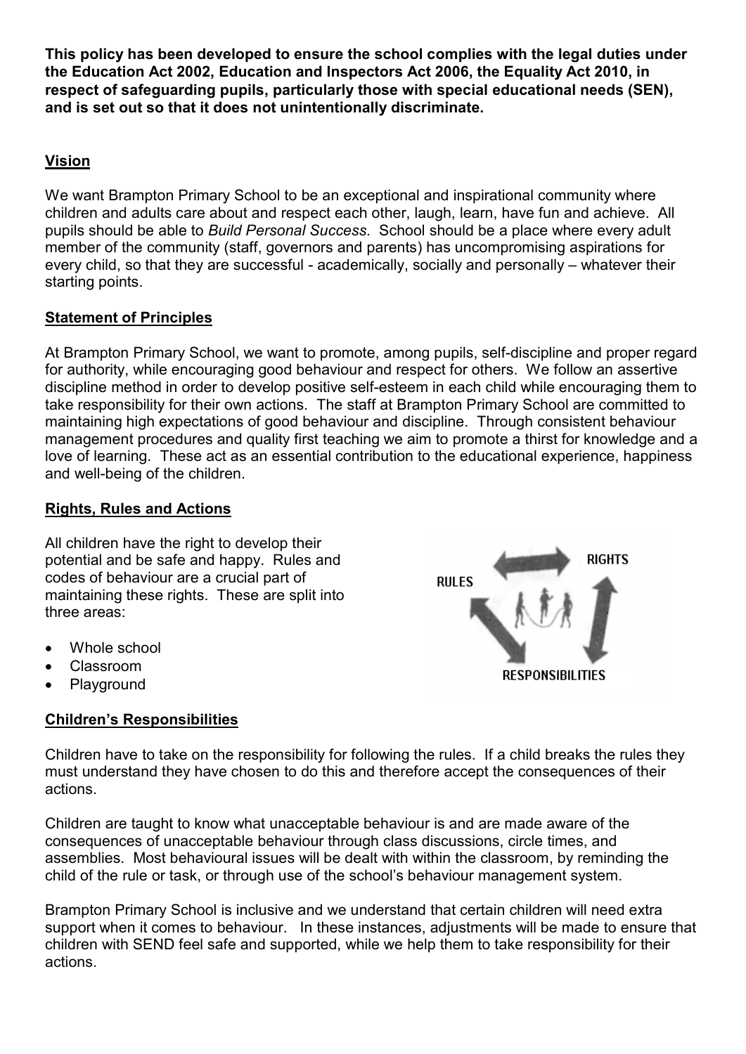**This policy has been developed to ensure the school complies with the legal duties under the Education Act 2002, Education and Inspectors Act 2006, the Equality Act 2010, in respect of safeguarding pupils, particularly those with special educational needs (SEN), and is set out so that it does not unintentionally discriminate.**

## Vision

We want Brampton Primary School to be an exceptional and inspirational community where children and adults care about and respect each other, laugh, learn, have fun and achieve. All pupils should be able to *Build Personal Success*. School should be a place where every adult member of the community (staff, governors and parents) has uncompromising aspirations for every child, so that they are successful - academically, socially and personally – whatever their starting points.

## Statement of Principles

At Brampton Primary School, we want to promote, among pupils, self-discipline and proper regard for authority, while encouraging good behaviour and respect for others. We follow an assertive discipline method in order to develop positive self-esteem in each child while encouraging them to take responsibility for their own actions. The staff at Brampton Primary School are committed to maintaining high expectations of good behaviour and discipline. Through consistent behaviour management procedures and quality first teaching we aim to promote a thirst for knowledge and a love of learning. These act as an essential contribution to the educational experience, happiness and well-being of the children.

## Rights, Rules and Actions

All children have the right to develop their potential and be safe and happy. Rules and codes of behaviour are a crucial part of maintaining these rights. These are split into three areas:

- Whole school
- Classroom
- Playground

RULES RIGHTS RESPONSIBILITIES

## Children's Responsibilities

Children have to take on the responsibility for following the rules. If a child breaks the rules they must understand they have chosen to do this and therefore accept the consequences of their actions.

Children are taught to know what unacceptable behaviour is and are made aware of the consequences of unacceptable behaviour through class discussions, circle times, and assemblies. Most behavioural issues will be dealt with within the classroom, by reminding the child of the rule or task, or through use of the school's behaviour management system.

Brampton Primary School is inclusive and we understand that certain children will need extra support when it comes to behaviour. In these instances, adjustments will be made to ensure that children with SEND feel safe and supported, while we help them to take responsibility for their actions.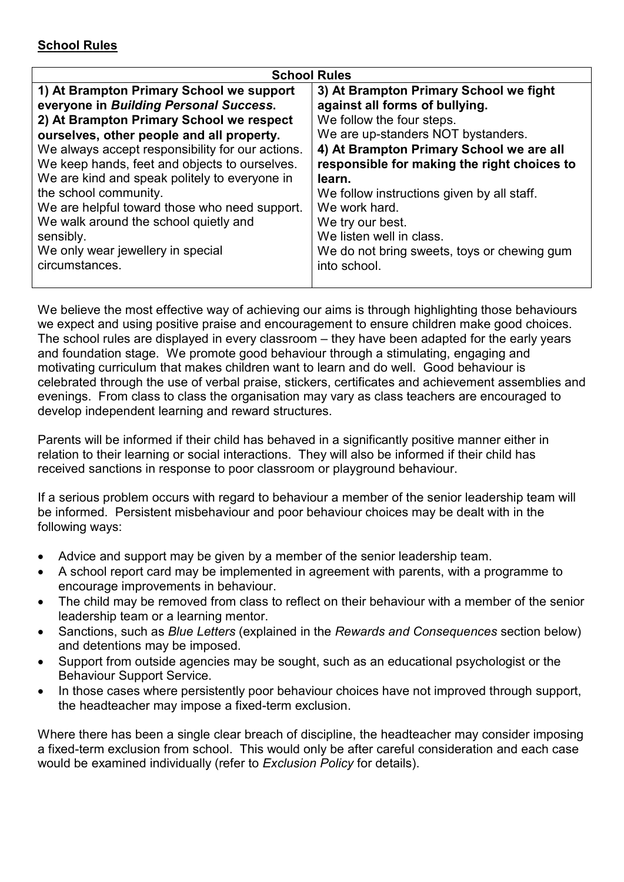## School Rules

| School Rules | |
|---|---|
| **1) At Brampton Primary School we support everyone in *Building Personal Success*.**<br>**2) At Brampton Primary School we respect ourselves, other people and all property.**<br>We always accept responsibility for our actions.<br>We keep hands, feet and objects to ourselves.<br>We are kind and speak politely to everyone in the school community.<br>We are helpful toward those who need support.<br>We walk around the school quietly and sensibly.<br>We only wear jewellery in special circumstances. | **3) At Brampton Primary School we fight against all forms of bullying.**<br>We follow the four steps.<br>We are up-standers NOT bystanders.<br>**4) At Brampton Primary School we are all responsible for making the right choices to learn.**<br>We follow instructions given by all staff.<br>We work hard.<br>We try our best.<br>We listen well in class.<br>We do not bring sweets, toys or chewing gum into school. |

We believe the most effective way of achieving our aims is through highlighting those behaviours we expect and using positive praise and encouragement to ensure children make good choices. The school rules are displayed in every classroom – they have been adapted for the early years and foundation stage. We promote good behaviour through a stimulating, engaging and motivating curriculum that makes children want to learn and do well. Good behaviour is celebrated through the use of verbal praise, stickers, certificates and achievement assemblies and evenings. From class to class the organisation may vary as class teachers are encouraged to develop independent learning and reward structures.

Parents will be informed if their child has behaved in a significantly positive manner either in relation to their learning or social interactions. They will also be informed if their child has received sanctions in response to poor classroom or playground behaviour.

If a serious problem occurs with regard to behaviour a member of the senior leadership team will be informed. Persistent misbehaviour and poor behaviour choices may be dealt with in the following ways:

- Advice and support may be given by a member of the senior leadership team.
- A school report card may be implemented in agreement with parents, with a programme to encourage improvements in behaviour.
- The child may be removed from class to reflect on their behaviour with a member of the senior leadership team or a learning mentor.
- Sanctions, such as *Blue Letters* (explained in the *Rewards and Consequences* section below) and detentions may be imposed.
- Support from outside agencies may be sought, such as an educational psychologist or the Behaviour Support Service.
- In those cases where persistently poor behaviour choices have not improved through support, the headteacher may impose a fixed-term exclusion.

Where there has been a single clear breach of discipline, the headteacher may consider imposing a fixed-term exclusion from school. This would only be after careful consideration and each case would be examined individually (refer to *Exclusion Policy* for details).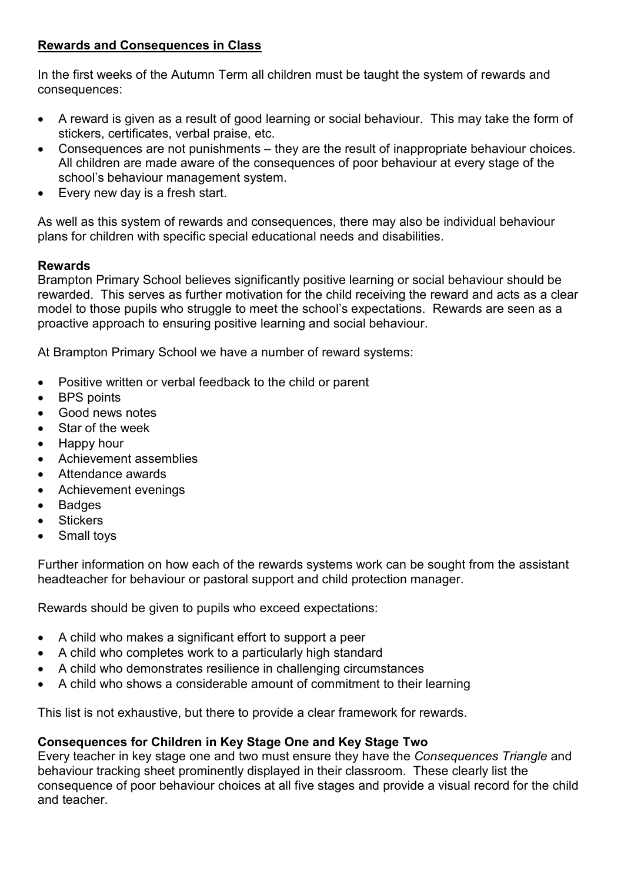## **Rewards and Consequences in Class**

In the first weeks of the Autumn Term all children must be taught the system of rewards and consequences:

- A reward is given as a result of good learning or social behaviour. This may take the form of stickers, certificates, verbal praise, etc.
- Consequences are not punishments – they are the result of inappropriate behaviour choices. All children are made aware of the consequences of poor behaviour at every stage of the school's behaviour management system.
- Every new day is a fresh start.

As well as this system of rewards and consequences, there may also be individual behaviour plans for children with specific special educational needs and disabilities.

### **Rewards**

Brampton Primary School believes significantly positive learning or social behaviour should be rewarded. This serves as further motivation for the child receiving the reward and acts as a clear model to those pupils who struggle to meet the school's expectations. Rewards are seen as a proactive approach to ensuring positive learning and social behaviour.

At Brampton Primary School we have a number of reward systems:

- Positive written or verbal feedback to the child or parent
- BPS points
- Good news notes
- Star of the week
- Happy hour
- Achievement assemblies
- Attendance awards
- Achievement evenings
- Badges
- Stickers
- Small toys

Further information on how each of the rewards systems work can be sought from the assistant headteacher for behaviour or pastoral support and child protection manager.

Rewards should be given to pupils who exceed expectations:

- A child who makes a significant effort to support a peer
- A child who completes work to a particularly high standard
- A child who demonstrates resilience in challenging circumstances
- A child who shows a considerable amount of commitment to their learning

This list is not exhaustive, but there to provide a clear framework for rewards.

### **Consequences for Children in Key Stage One and Key Stage Two**

Every teacher in key stage one and two must ensure they have the *Consequences Triangle* and behaviour tracking sheet prominently displayed in their classroom. These clearly list the consequence of poor behaviour choices at all five stages and provide a visual record for the child and teacher.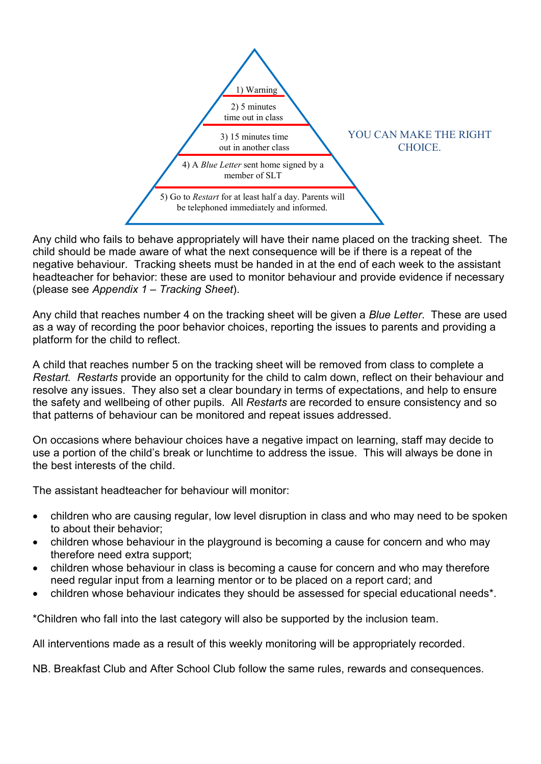1) Warning

2) 5 minutes time out in class

3) 15 minutes time out in another class

4) A *Blue Letter* sent home signed by a member of SLT

5) Go to *Restart* for at least half a day. Parents will be telephoned immediately and informed.

YOU CAN MAKE THE RIGHT CHOICE.

Any child who fails to behave appropriately will have their name placed on the tracking sheet. The child should be made aware of what the next consequence will be if there is a repeat of the negative behaviour. Tracking sheets must be handed in at the end of each week to the assistant headteacher for behavior: these are used to monitor behaviour and provide evidence if necessary (please see *Appendix 1 – Tracking Sheet*).

Any child that reaches number 4 on the tracking sheet will be given a *Blue Letter*. These are used as a way of recording the poor behavior choices, reporting the issues to parents and providing a platform for the child to reflect.

A child that reaches number 5 on the tracking sheet will be removed from class to complete a *Restart. Restarts* provide an opportunity for the child to calm down, reflect on their behaviour and resolve any issues. They also set a clear boundary in terms of expectations, and help to ensure the safety and wellbeing of other pupils. All *Restarts* are recorded to ensure consistency and so that patterns of behaviour can be monitored and repeat issues addressed.

On occasions where behaviour choices have a negative impact on learning, staff may decide to use a portion of the child's break or lunchtime to address the issue. This will always be done in the best interests of the child.

The assistant headteacher for behaviour will monitor:

- children who are causing regular, low level disruption in class and who may need to be spoken to about their behavior;
- children whose behaviour in the playground is becoming a cause for concern and who may therefore need extra support;
- children whose behaviour in class is becoming a cause for concern and who may therefore need regular input from a learning mentor or to be placed on a report card; and
- children whose behaviour indicates they should be assessed for special educational needs*.

*Children who fall into the last category will also be supported by the inclusion team.

All interventions made as a result of this weekly monitoring will be appropriately recorded.

NB. Breakfast Club and After School Club follow the same rules, rewards and consequences.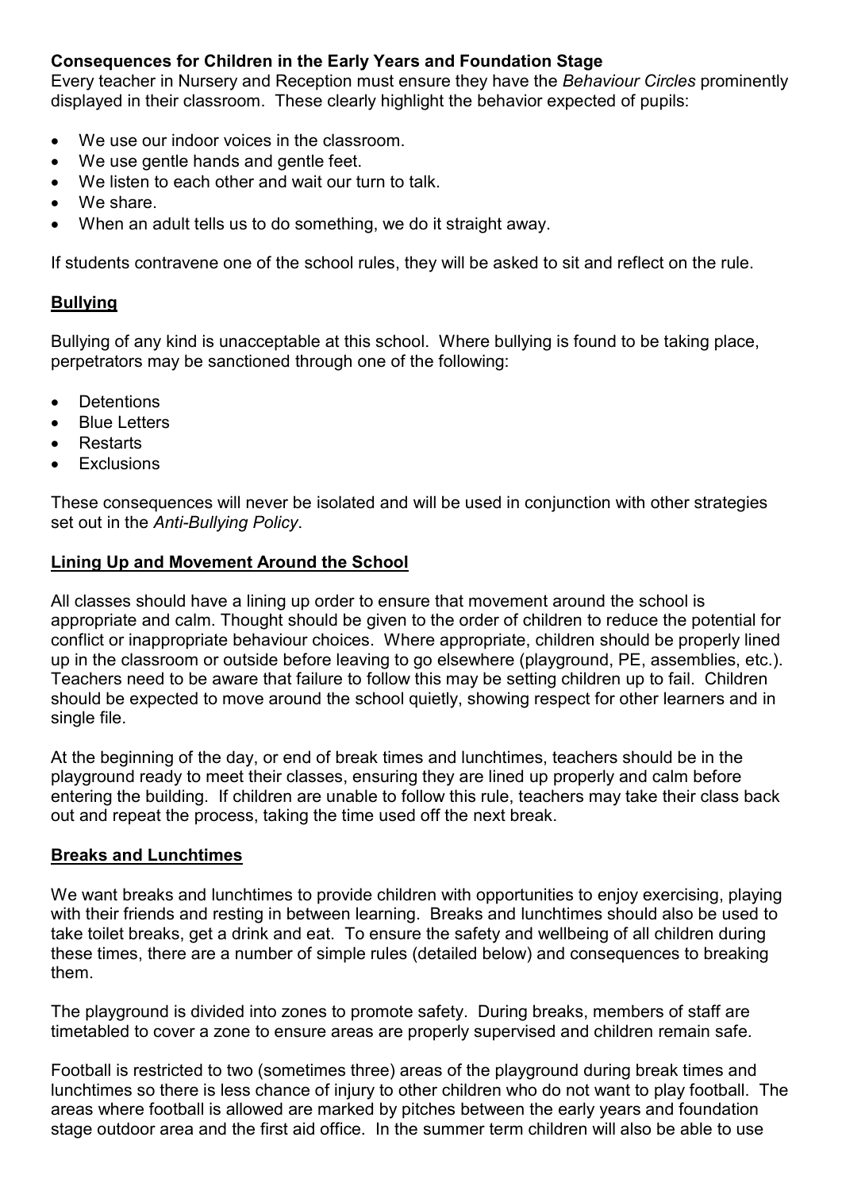**Consequences for Children in the Early Years and Foundation Stage**

Every teacher in Nursery and Reception must ensure they have the *Behaviour Circles* prominently displayed in their classroom. These clearly highlight the behavior expected of pupils:

- We use our indoor voices in the classroom.
- We use gentle hands and gentle feet.
- We listen to each other and wait our turn to talk.
- We share.
- When an adult tells us to do something, we do it straight away.

If students contravene one of the school rules, they will be asked to sit and reflect on the rule.

## Bullying

Bullying of any kind is unacceptable at this school. Where bullying is found to be taking place, perpetrators may be sanctioned through one of the following:

- Detentions
- Blue Letters
- Restarts
- Exclusions

These consequences will never be isolated and will be used in conjunction with other strategies set out in the *Anti-Bullying Policy*.

## Lining Up and Movement Around the School

All classes should have a lining up order to ensure that movement around the school is appropriate and calm. Thought should be given to the order of children to reduce the potential for conflict or inappropriate behaviour choices. Where appropriate, children should be properly lined up in the classroom or outside before leaving to go elsewhere (playground, PE, assemblies, etc.). Teachers need to be aware that failure to follow this may be setting children up to fail. Children should be expected to move around the school quietly, showing respect for other learners and in single file.

At the beginning of the day, or end of break times and lunchtimes, teachers should be in the playground ready to meet their classes, ensuring they are lined up properly and calm before entering the building. If children are unable to follow this rule, teachers may take their class back out and repeat the process, taking the time used off the next break.

## Breaks and Lunchtimes

We want breaks and lunchtimes to provide children with opportunities to enjoy exercising, playing with their friends and resting in between learning. Breaks and lunchtimes should also be used to take toilet breaks, get a drink and eat. To ensure the safety and wellbeing of all children during these times, there are a number of simple rules (detailed below) and consequences to breaking them.

The playground is divided into zones to promote safety. During breaks, members of staff are timetabled to cover a zone to ensure areas are properly supervised and children remain safe.

Football is restricted to two (sometimes three) areas of the playground during break times and lunchtimes so there is less chance of injury to other children who do not want to play football. The areas where football is allowed are marked by pitches between the early years and foundation stage outdoor area and the first aid office. In the summer term children will also be able to use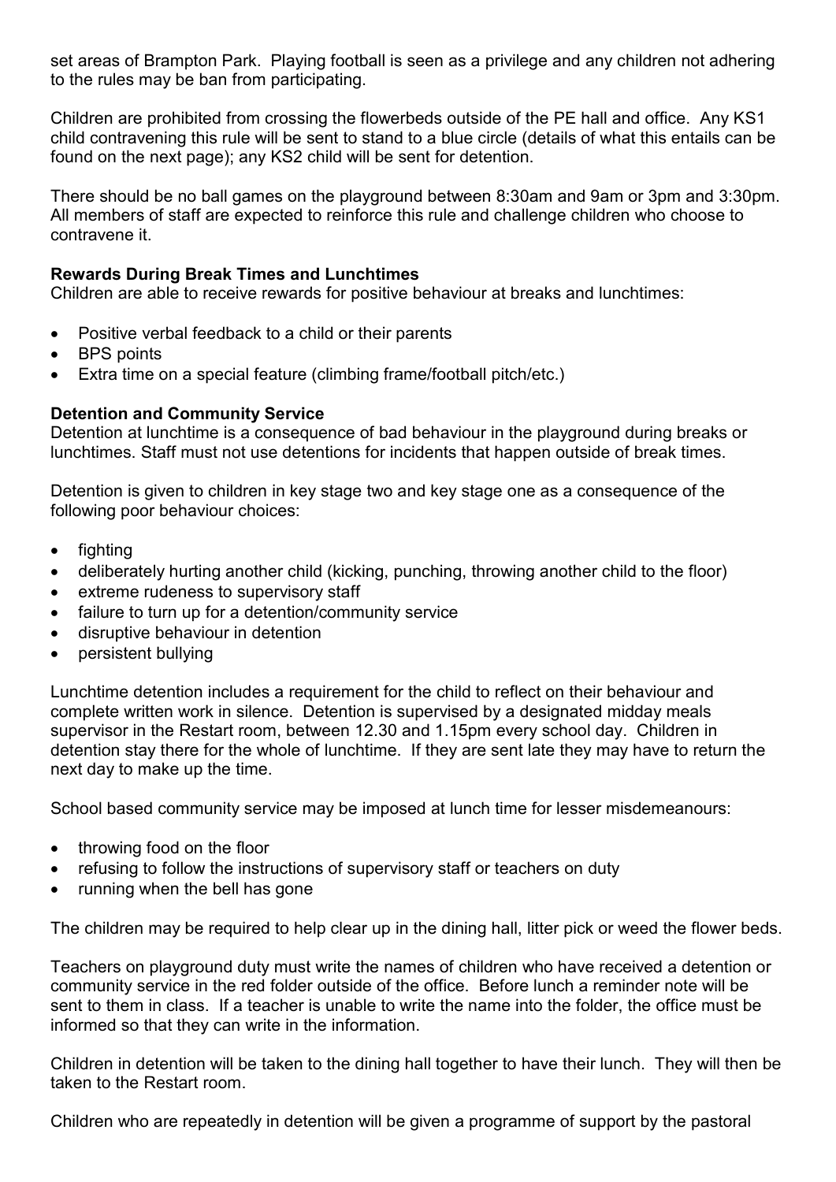set areas of Brampton Park. Playing football is seen as a privilege and any children not adhering to the rules may be ban from participating.

Children are prohibited from crossing the flowerbeds outside of the PE hall and office. Any KS1 child contravening this rule will be sent to stand to a blue circle (details of what this entails can be found on the next page); any KS2 child will be sent for detention.

There should be no ball games on the playground between 8:30am and 9am or 3pm and 3:30pm. All members of staff are expected to reinforce this rule and challenge children who choose to contravene it.

**Rewards During Break Times and Lunchtimes**

Children are able to receive rewards for positive behaviour at breaks and lunchtimes:

- Positive verbal feedback to a child or their parents
- BPS points
- Extra time on a special feature (climbing frame/football pitch/etc.)

**Detention and Community Service**

Detention at lunchtime is a consequence of bad behaviour in the playground during breaks or lunchtimes. Staff must not use detentions for incidents that happen outside of break times.

Detention is given to children in key stage two and key stage one as a consequence of the following poor behaviour choices:

- fighting
- deliberately hurting another child (kicking, punching, throwing another child to the floor)
- extreme rudeness to supervisory staff
- failure to turn up for a detention/community service
- disruptive behaviour in detention
- persistent bullying

Lunchtime detention includes a requirement for the child to reflect on their behaviour and complete written work in silence. Detention is supervised by a designated midday meals supervisor in the Restart room, between 12.30 and 1.15pm every school day. Children in detention stay there for the whole of lunchtime. If they are sent late they may have to return the next day to make up the time.

School based community service may be imposed at lunch time for lesser misdemeanours:

- throwing food on the floor
- refusing to follow the instructions of supervisory staff or teachers on duty
- running when the bell has gone

The children may be required to help clear up in the dining hall, litter pick or weed the flower beds.

Teachers on playground duty must write the names of children who have received a detention or community service in the red folder outside of the office. Before lunch a reminder note will be sent to them in class. If a teacher is unable to write the name into the folder, the office must be informed so that they can write in the information.

Children in detention will be taken to the dining hall together to have their lunch. They will then be taken to the Restart room.

Children who are repeatedly in detention will be given a programme of support by the pastoral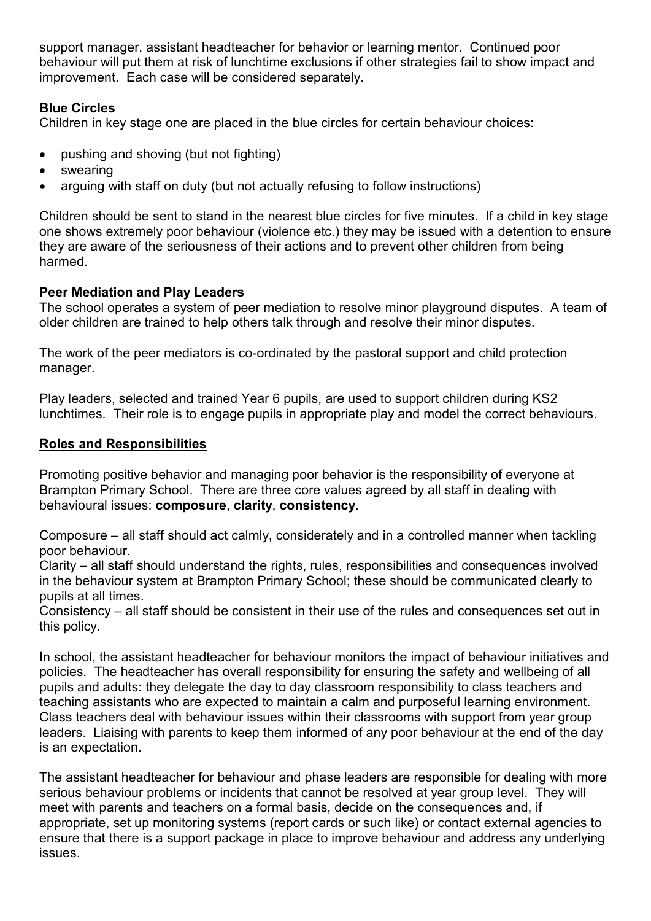support manager, assistant headteacher for behavior or learning mentor. Continued poor behaviour will put them at risk of lunchtime exclusions if other strategies fail to show impact and improvement. Each case will be considered separately.

**Blue Circles**

Children in key stage one are placed in the blue circles for certain behaviour choices:

- pushing and shoving (but not fighting)
- swearing
- arguing with staff on duty (but not actually refusing to follow instructions)

Children should be sent to stand in the nearest blue circles for five minutes. If a child in key stage one shows extremely poor behaviour (violence etc.) they may be issued with a detention to ensure they are aware of the seriousness of their actions and to prevent other children from being harmed.

**Peer Mediation and Play Leaders**

The school operates a system of peer mediation to resolve minor playground disputes. A team of older children are trained to help others talk through and resolve their minor disputes.

The work of the peer mediators is co-ordinated by the pastoral support and child protection manager.

Play leaders, selected and trained Year 6 pupils, are used to support children during KS2 lunchtimes. Their role is to engage pupils in appropriate play and model the correct behaviours.

## Roles and Responsibilities

Promoting positive behavior and managing poor behavior is the responsibility of everyone at Brampton Primary School. There are three core values agreed by all staff in dealing with behavioural issues: **composure**, **clarity**, **consistency**.

Composure – all staff should act calmly, considerately and in a controlled manner when tackling poor behaviour.
Clarity – all staff should understand the rights, rules, responsibilities and consequences involved in the behaviour system at Brampton Primary School; these should be communicated clearly to pupils at all times.
Consistency – all staff should be consistent in their use of the rules and consequences set out in this policy.

In school, the assistant headteacher for behaviour monitors the impact of behaviour initiatives and policies. The headteacher has overall responsibility for ensuring the safety and wellbeing of all pupils and adults: they delegate the day to day classroom responsibility to class teachers and teaching assistants who are expected to maintain a calm and purposeful learning environment. Class teachers deal with behaviour issues within their classrooms with support from year group leaders. Liaising with parents to keep them informed of any poor behaviour at the end of the day is an expectation.

The assistant headteacher for behaviour and phase leaders are responsible for dealing with more serious behaviour problems or incidents that cannot be resolved at year group level. They will meet with parents and teachers on a formal basis, decide on the consequences and, if appropriate, set up monitoring systems (report cards or such like) or contact external agencies to ensure that there is a support package in place to improve behaviour and address any underlying issues.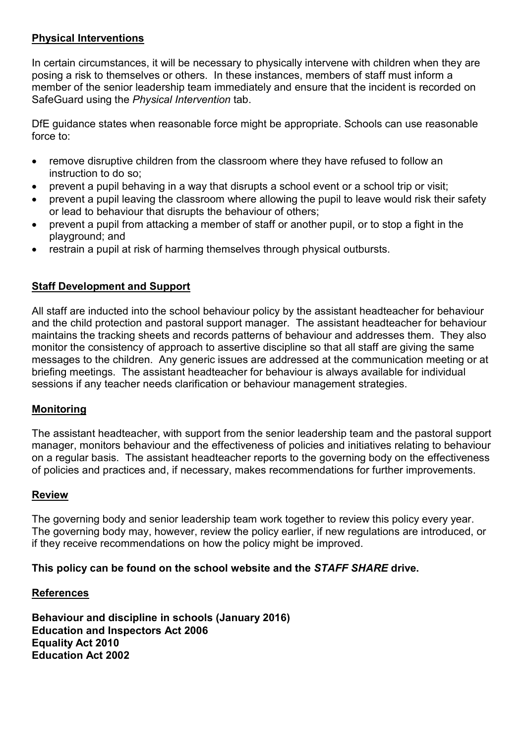## Physical Interventions

In certain circumstances, it will be necessary to physically intervene with children when they are posing a risk to themselves or others. In these instances, members of staff must inform a member of the senior leadership team immediately and ensure that the incident is recorded on SafeGuard using the *Physical Intervention* tab.

DfE guidance states when reasonable force might be appropriate. Schools can use reasonable force to:

- remove disruptive children from the classroom where they have refused to follow an instruction to do so;
- prevent a pupil behaving in a way that disrupts a school event or a school trip or visit;
- prevent a pupil leaving the classroom where allowing the pupil to leave would risk their safety or lead to behaviour that disrupts the behaviour of others;
- prevent a pupil from attacking a member of staff or another pupil, or to stop a fight in the playground; and
- restrain a pupil at risk of harming themselves through physical outbursts.

## Staff Development and Support

All staff are inducted into the school behaviour policy by the assistant headteacher for behaviour and the child protection and pastoral support manager. The assistant headteacher for behaviour maintains the tracking sheets and records patterns of behaviour and addresses them. They also monitor the consistency of approach to assertive discipline so that all staff are giving the same messages to the children. Any generic issues are addressed at the communication meeting or at briefing meetings. The assistant headteacher for behaviour is always available for individual sessions if any teacher needs clarification or behaviour management strategies.

## Monitoring

The assistant headteacher, with support from the senior leadership team and the pastoral support manager, monitors behaviour and the effectiveness of policies and initiatives relating to behaviour on a regular basis. The assistant headteacher reports to the governing body on the effectiveness of policies and practices and, if necessary, makes recommendations for further improvements.

## Review

The governing body and senior leadership team work together to review this policy every year. The governing body may, however, review the policy earlier, if new regulations are introduced, or if they receive recommendations on how the policy might be improved.

**This policy can be found on the school website and the *STAFF SHARE* drive.**

## References

**Behaviour and discipline in schools (January 2016)**
**Education and Inspectors Act 2006**
**Equality Act 2010**
**Education Act 2002**